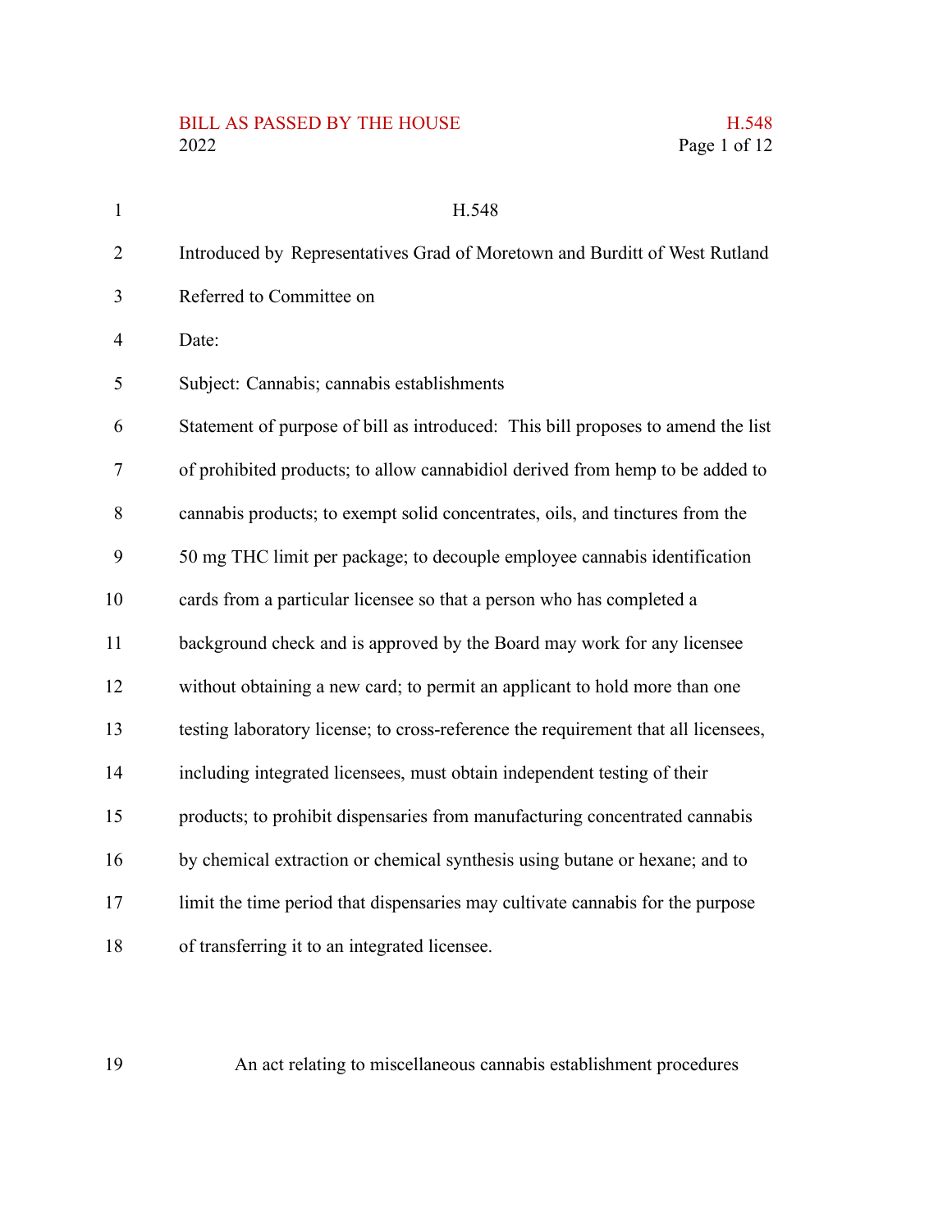H.548

Introduced by Representatives Grad of Moretown and Burditt of West Rutland

Referred to Committee on

Date:

Subject: Cannabis; cannabis establishments

Statement of purpose of bill as introduced: This bill proposes to amend the list of prohibited products; to allow cannabidiol derived from hemp to be added to cannabis products; to exempt solid concentrates, oils, and tinctures from the 50 mg THC limit per package; to decouple employee cannabis identification cards from a particular licensee so that a person who has completed a background check and is approved by the Board may work for any licensee without obtaining a new card; to permit an applicant to hold more than one testing laboratory license; to cross-reference the requirement that all licensees, including integrated licensees, must obtain independent testing of their products; to prohibit dispensaries from manufacturing concentrated cannabis by chemical extraction or chemical synthesis using butane or hexane; and to limit the time period that dispensaries may cultivate cannabis for the purpose of transferring it to an integrated licensee.

An act relating to miscellaneous cannabis establishment procedures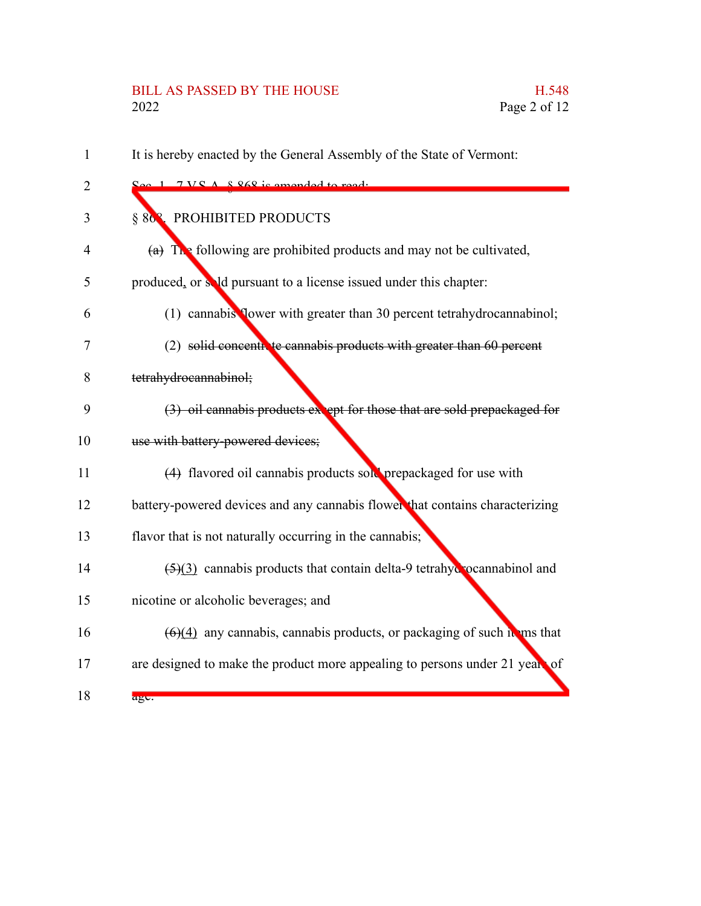It is hereby enacted by the General Assembly of the State of Vermont:

Sec. 1. 7 V.S.A. § 868 is amended to read:

§ 868. PROHIBITED PRODUCTS

~~(a)~~ The following are prohibited products and may not be cultivated, produced, or sold pursuant to a license issued under this chapter:

(1) cannabis flower with greater than 30 percent tetrahydrocannabinol;

(2) ~~solid concentrate cannabis products with greater than 60 percent tetrahydrocannabinol;~~

~~(3) oil cannabis products except for those that are sold prepackaged for use with battery-powered devices;~~

~~(4)~~ flavored oil cannabis products sold prepackaged for use with battery-powered devices and any cannabis flower that contains characterizing flavor that is not naturally occurring in the cannabis;

~~(5)~~(3) cannabis products that contain delta-9 tetrahydrocannabinol and nicotine or alcoholic beverages; and

~~(6)~~(4) any cannabis, cannabis products, or packaging of such items that are designed to make the product more appealing to persons under 21 years of age.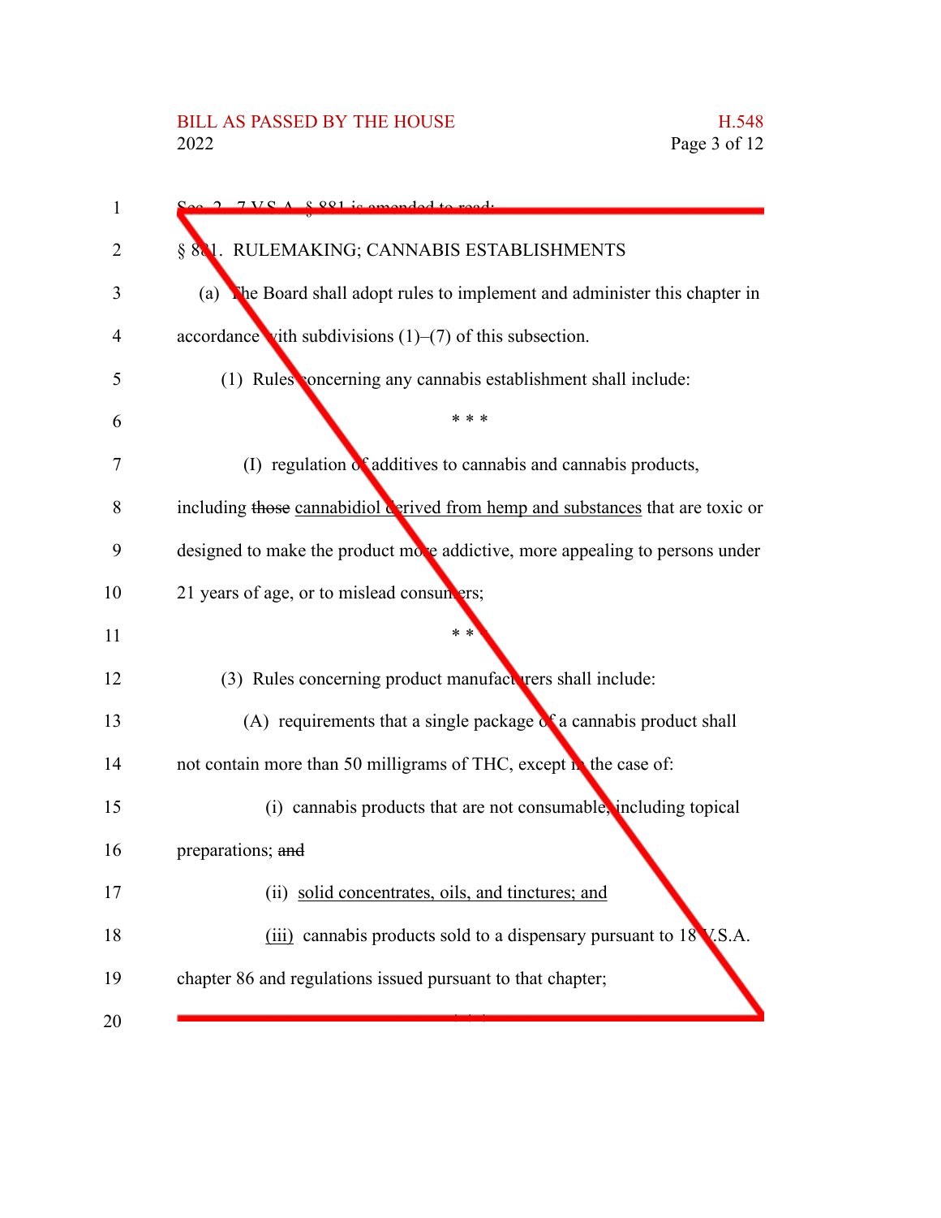Sec. 2. 7 V.S.A. § 881 is amended to read:

§ 881. RULEMAKING; CANNABIS ESTABLISHMENTS

(a) The Board shall adopt rules to implement and administer this chapter in accordance with subdivisions (1)–(7) of this subsection.

(1) Rules concerning any cannabis establishment shall include:

\* \* \*

(I) regulation of additives to cannabis and cannabis products, including ~~those~~ cannabidiol derived from hemp and substances that are toxic or designed to make the product more addictive, more appealing to persons under 21 years of age, or to mislead consumers;

\* \* \*

(3) Rules concerning product manufacturers shall include:

(A) requirements that a single package of a cannabis product shall not contain more than 50 milligrams of THC, except in the case of:

(i) cannabis products that are not consumable, including topical preparations; ~~and~~

(ii) solid concentrates, oils, and tinctures; and

(iii) cannabis products sold to a dispensary pursuant to 18 V.S.A. chapter 86 and regulations issued pursuant to that chapter;

\* \* \*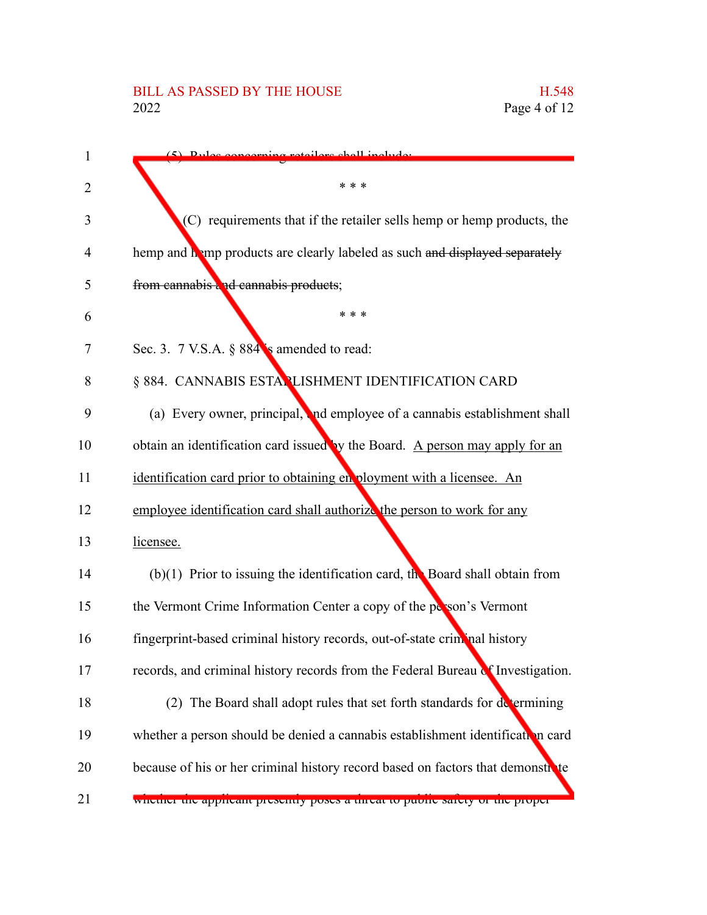(5) Rules concerning retailers shall include:

\* \* \*

(C) requirements that if the retailer sells hemp or hemp products, the hemp and hemp products are clearly labeled as such ~~and displayed separately from cannabis and cannabis products~~;

\* \* \*

Sec. 3. 7 V.S.A. § 884 is amended to read:

§ 884. CANNABIS ESTABLISHMENT IDENTIFICATION CARD

(a) Every owner, principal, and employee of a cannabis establishment shall obtain an identification card issued by the Board. <u>A person may apply for an identification card prior to obtaining employment with a licensee. An employee identification card shall authorize the person to work for any licensee.</u>

(b)(1) Prior to issuing the identification card, the Board shall obtain from the Vermont Crime Information Center a copy of the person's Vermont fingerprint-based criminal history records, out-of-state criminal history records, and criminal history records from the Federal Bureau of Investigation.

(2) The Board shall adopt rules that set forth standards for determining whether a person should be denied a cannabis establishment identification card because of his or her criminal history record based on factors that demonstrate whether the applicant presently poses a threat to public safety or the proper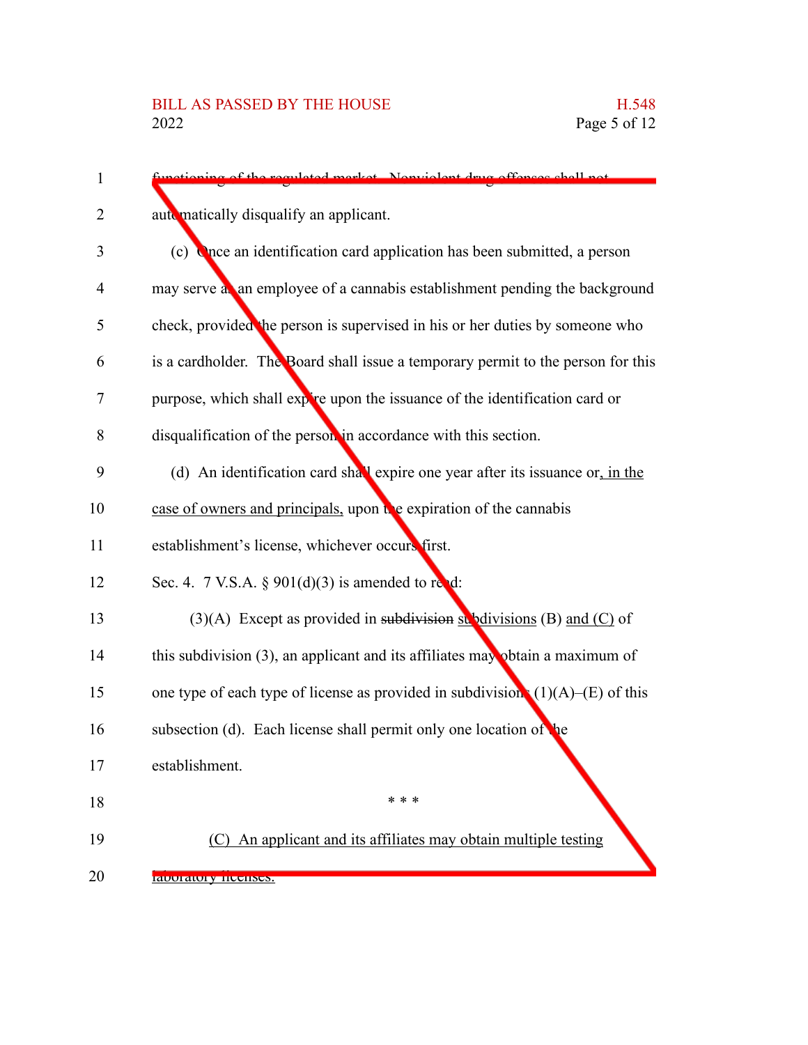functioning of the regulated market. Nonviolent drug offenses shall not automatically disqualify an applicant.

(c) Once an identification card application has been submitted, a person may serve as an employee of a cannabis establishment pending the background check, provided the person is supervised in his or her duties by someone who is a cardholder. The Board shall issue a temporary permit to the person for this purpose, which shall expire upon the issuance of the identification card or disqualification of the person in accordance with this section.

(d) An identification card shall expire one year after its issuance or, in the case of owners and principals, upon the expiration of the cannabis establishment's license, whichever occurs first.

Sec. 4. 7 V.S.A. § 901(d)(3) is amended to read:

(3)(A) Except as provided in ~~subdivision~~ subdivisions (B) and (C) of this subdivision (3), an applicant and its affiliates may obtain a maximum of one type of each type of license as provided in subdivisions (1)(A)–(E) of this subsection (d). Each license shall permit only one location of the establishment.

\* \* \*

(C) An applicant and its affiliates may obtain multiple testing laboratory licenses.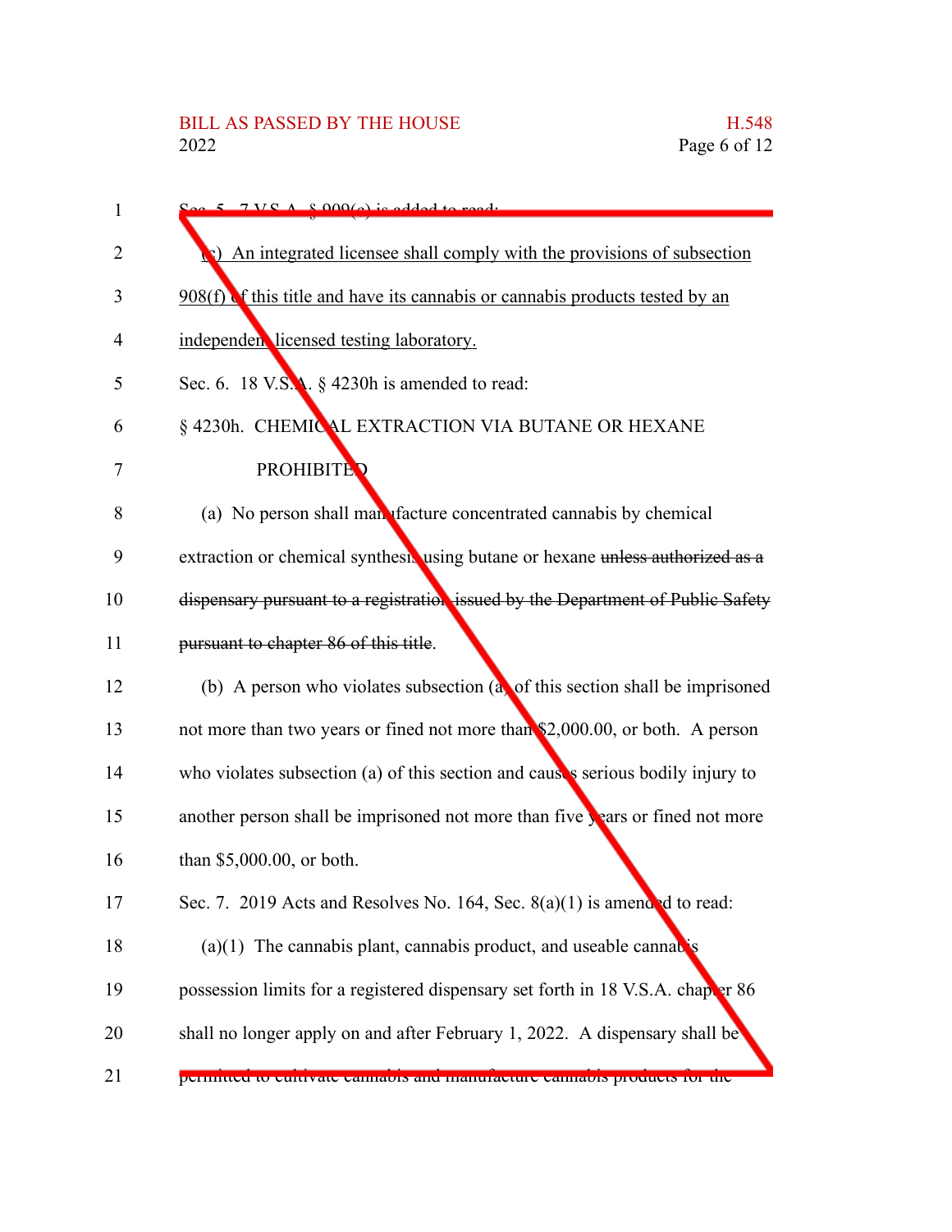Sec. 5. 7 V.S.A. § 909(c) is added to read:

(c) An integrated licensee shall comply with the provisions of subsection 908(f) of this title and have its cannabis or cannabis products tested by an independent licensed testing laboratory.

Sec. 6. 18 V.S.A. § 4230h is amended to read:

§ 4230h. CHEMICAL EXTRACTION VIA BUTANE OR HEXANE PROHIBITED

(a) No person shall manufacture concentrated cannabis by chemical extraction or chemical synthesis using butane or hexane ~~unless authorized as a dispensary pursuant to a registration issued by the Department of Public Safety pursuant to chapter 86 of this title~~.

(b) A person who violates subsection (a) of this section shall be imprisoned not more than two years or fined not more than $2,000.00, or both. A person who violates subsection (a) of this section and causes serious bodily injury to another person shall be imprisoned not more than five years or fined not more than $5,000.00, or both.

Sec. 7. 2019 Acts and Resolves No. 164, Sec. 8(a)(1) is amended to read:

(a)(1) The cannabis plant, cannabis product, and useable cannabis possession limits for a registered dispensary set forth in 18 V.S.A. chapter 86 shall no longer apply on and after February 1, 2022. A dispensary shall be permitted to cultivate cannabis and manufacture cannabis products for the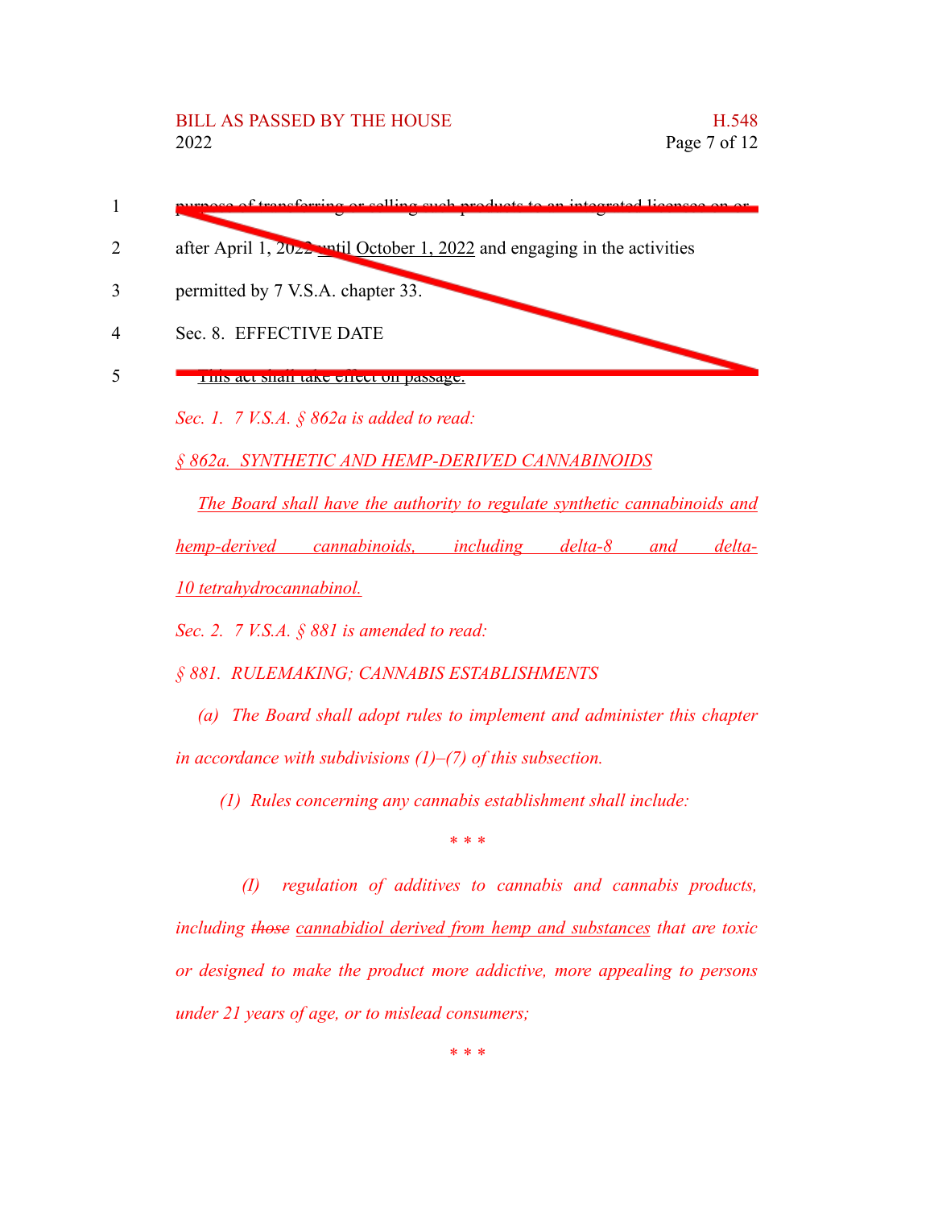purpose of transferring or selling such products to an integrated licensee on or after April 1, 2022 until October 1, 2022 and engaging in the activities permitted by 7 V.S.A. chapter 33.

Sec. 8. EFFECTIVE DATE

This act shall take effect on passage.

*Sec. 1. 7 V.S.A. § 862a is added to read:*

*§ 862a. SYNTHETIC AND HEMP-DERIVED CANNABINOIDS*

*The Board shall have the authority to regulate synthetic cannabinoids and hemp-derived cannabinoids, including delta-8 and delta-10 tetrahydrocannabinol.*

*Sec. 2. 7 V.S.A. § 881 is amended to read:*

*§ 881. RULEMAKING; CANNABIS ESTABLISHMENTS*

*(a) The Board shall adopt rules to implement and administer this chapter in accordance with subdivisions (1)–(7) of this subsection.*

*(1) Rules concerning any cannabis establishment shall include:*

*\* \* \**

*(I) regulation of additives to cannabis and cannabis products, including ~~those~~ cannabidiol derived from hemp and substances that are toxic or designed to make the product more addictive, more appealing to persons under 21 years of age, or to mislead consumers;*

*\* \* \**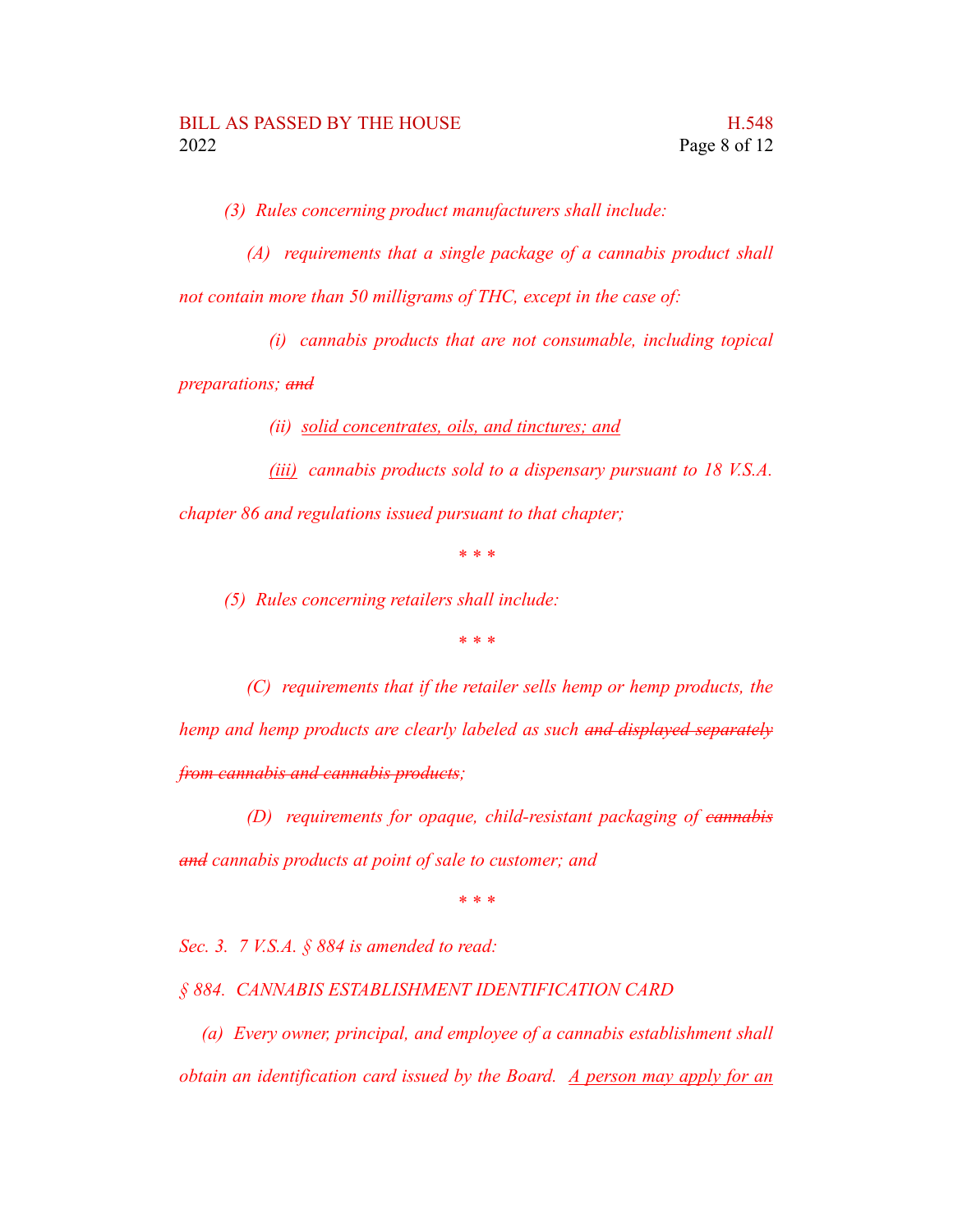*(3) Rules concerning product manufacturers shall include:*

*(A) requirements that a single package of a cannabis product shall not contain more than 50 milligrams of THC, except in the case of:*

*(i) cannabis products that are not consumable, including topical preparations; ~~and~~*

*(ii) <u>solid concentrates, oils, and tinctures; and</u>*

*<u>(iii)</u> cannabis products sold to a dispensary pursuant to 18 V.S.A. chapter 86 and regulations issued pursuant to that chapter;*

\* \* \*

*(5) Rules concerning retailers shall include:*

\* \* \*

*(C) requirements that if the retailer sells hemp or hemp products, the hemp and hemp products are clearly labeled as such ~~and displayed separately from cannabis and cannabis products~~;*

*(D) requirements for opaque, child-resistant packaging of ~~cannabis and~~ cannabis products at point of sale to customer; and*

\* \* \*

*Sec. 3. 7 V.S.A. § 884 is amended to read:*

*§ 884. CANNABIS ESTABLISHMENT IDENTIFICATION CARD*

*(a) Every owner, principal, and employee of a cannabis establishment shall obtain an identification card issued by the Board. <u>A person may apply for an</u>*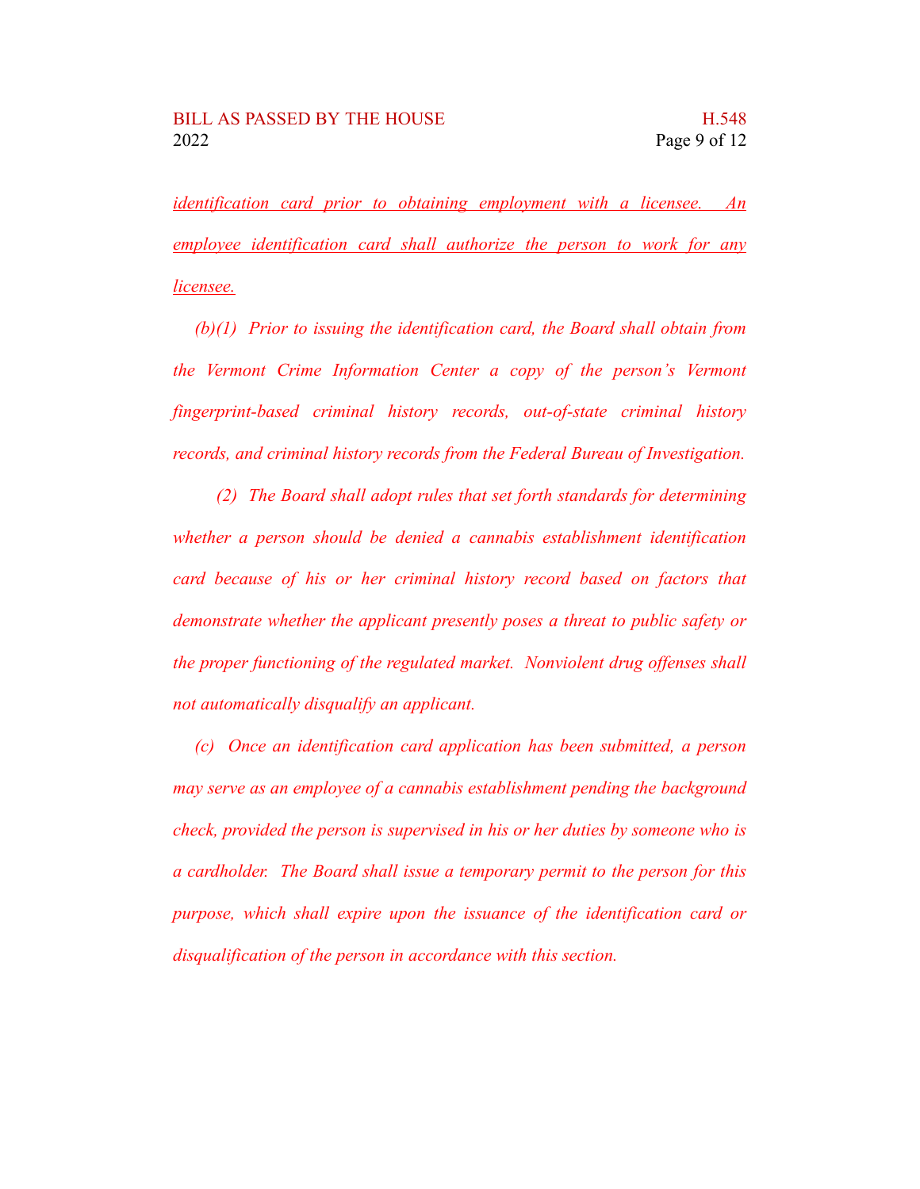<u>*identification card prior to obtaining employment with a licensee. An employee identification card shall authorize the person to work for any licensee.*</u>

*(b)(1) Prior to issuing the identification card, the Board shall obtain from the Vermont Crime Information Center a copy of the person's Vermont fingerprint-based criminal history records, out-of-state criminal history records, and criminal history records from the Federal Bureau of Investigation.*

*(2) The Board shall adopt rules that set forth standards for determining whether a person should be denied a cannabis establishment identification card because of his or her criminal history record based on factors that demonstrate whether the applicant presently poses a threat to public safety or the proper functioning of the regulated market. Nonviolent drug offenses shall not automatically disqualify an applicant.*

*(c) Once an identification card application has been submitted, a person may serve as an employee of a cannabis establishment pending the background check, provided the person is supervised in his or her duties by someone who is a cardholder. The Board shall issue a temporary permit to the person for this purpose, which shall expire upon the issuance of the identification card or disqualification of the person in accordance with this section.*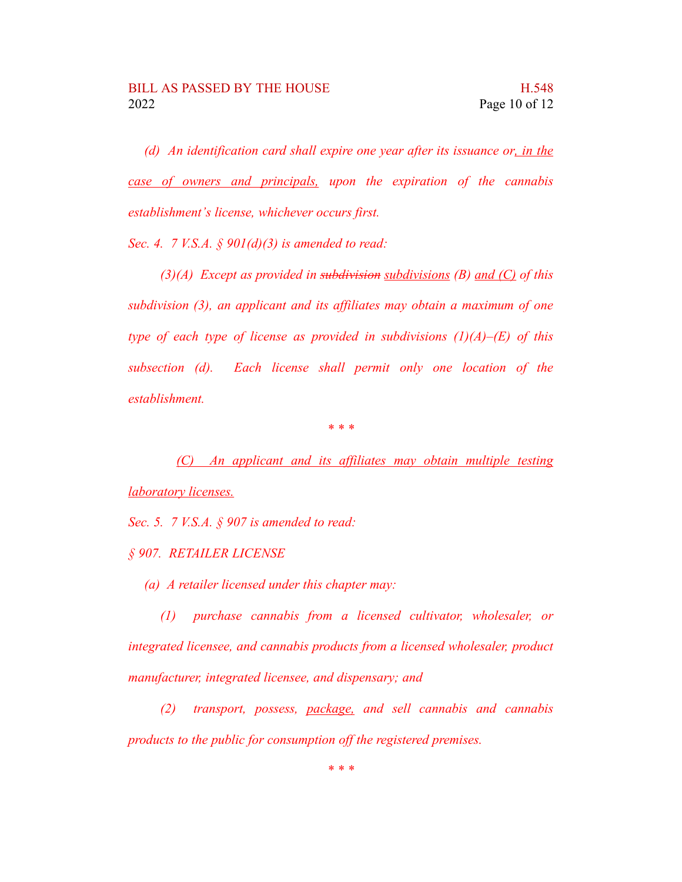*(d) An identification card shall expire one year after its issuance or, in the case of owners and principals, upon the expiration of the cannabis establishment's license, whichever occurs first.*

*Sec. 4. 7 V.S.A. § 901(d)(3) is amended to read:*

*(3)(A) Except as provided in ~~subdivision~~ subdivisions (B) and (C) of this subdivision (3), an applicant and its affiliates may obtain a maximum of one type of each type of license as provided in subdivisions (1)(A)–(E) of this subsection (d). Each license shall permit only one location of the establishment.*

*\* \* \**

*(C) An applicant and its affiliates may obtain multiple testing laboratory licenses.*

*Sec. 5. 7 V.S.A. § 907 is amended to read:*

*§ 907. RETAILER LICENSE*

*(a) A retailer licensed under this chapter may:*

*(1) purchase cannabis from a licensed cultivator, wholesaler, or integrated licensee, and cannabis products from a licensed wholesaler, product manufacturer, integrated licensee, and dispensary; and*

*(2) transport, possess, package, and sell cannabis and cannabis products to the public for consumption off the registered premises.*

*\* \* \**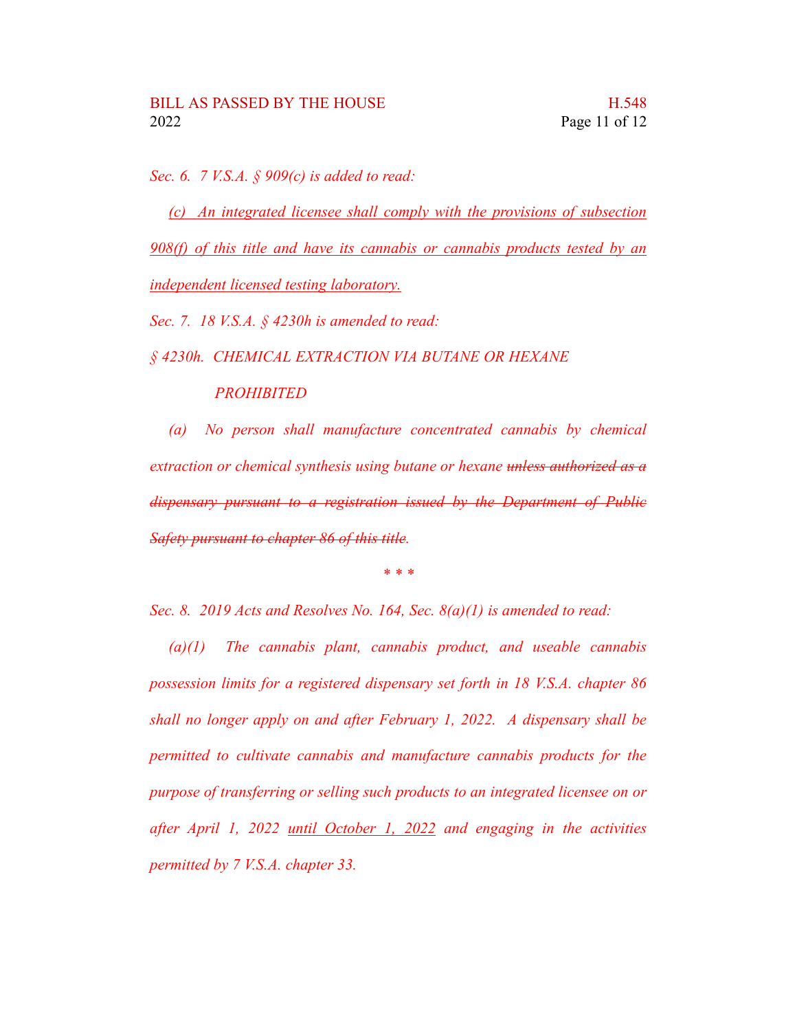*Sec. 6. 7 V.S.A. § 909(c) is added to read:*

<u>(c) An integrated licensee shall comply with the provisions of subsection 908(f) of this title and have its cannabis or cannabis products tested by an independent licensed testing laboratory.</u>

*Sec. 7. 18 V.S.A. § 4230h is amended to read:*

*§ 4230h. CHEMICAL EXTRACTION VIA BUTANE OR HEXANE PROHIBITED*

*(a) No person shall manufacture concentrated cannabis by chemical extraction or chemical synthesis using butane or hexane ~~unless authorized as a dispensary pursuant to a registration issued by the Department of Public Safety pursuant to chapter 86 of this title~~.*

*\* \* \**

*Sec. 8. 2019 Acts and Resolves No. 164, Sec. 8(a)(1) is amended to read:*

*(a)(1) The cannabis plant, cannabis product, and useable cannabis possession limits for a registered dispensary set forth in 18 V.S.A. chapter 86 shall no longer apply on and after February 1, 2022. A dispensary shall be permitted to cultivate cannabis and manufacture cannabis products for the purpose of transferring or selling such products to an integrated licensee on or after April 1, 2022 <u>until October 1, 2022</u> and engaging in the activities permitted by 7 V.S.A. chapter 33.*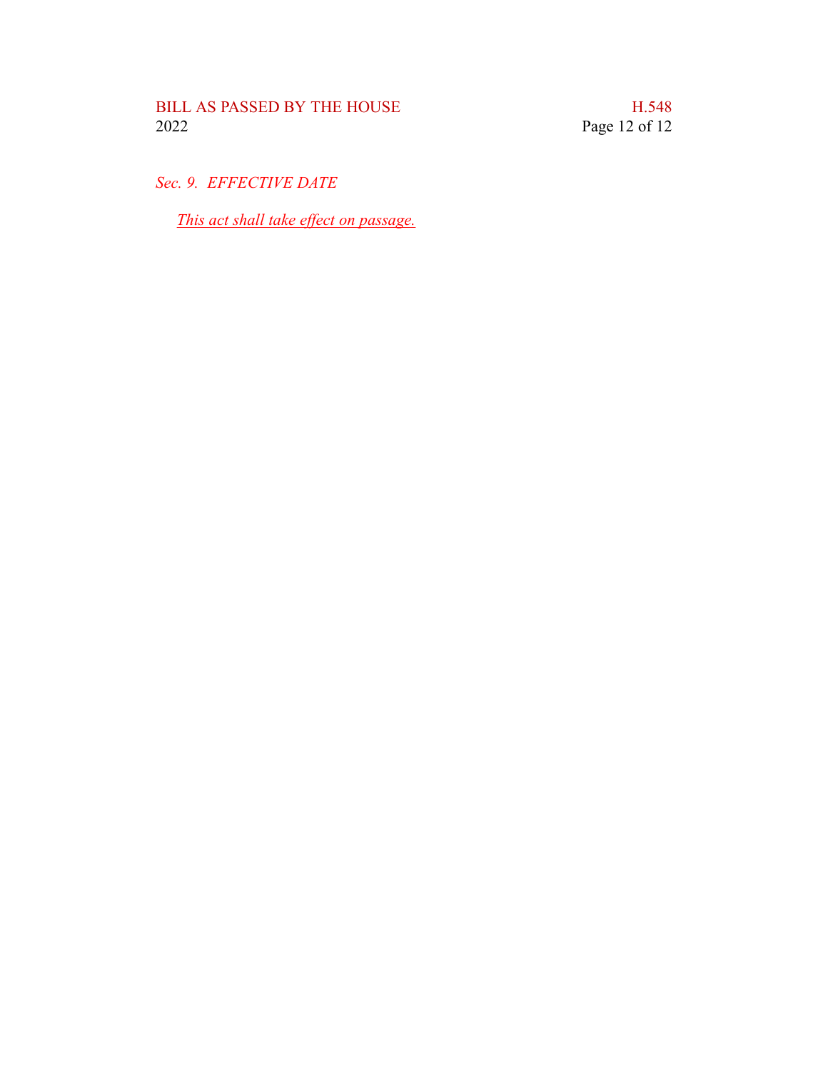*Sec. 9. EFFECTIVE DATE*

<u>*This act shall take effect on passage.*</u>